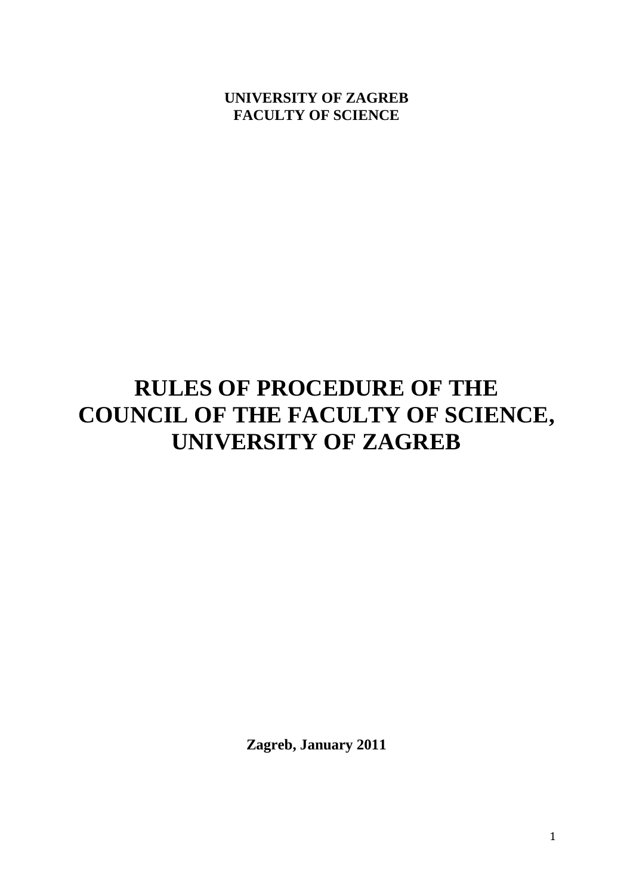**UNIVERSITY OF ZAGREB**
**FACULTY OF SCIENCE**

# RULES OF PROCEDURE OF THE COUNCIL OF THE FACULTY OF SCIENCE, UNIVERSITY OF ZAGREB

**Zagreb, January 2011**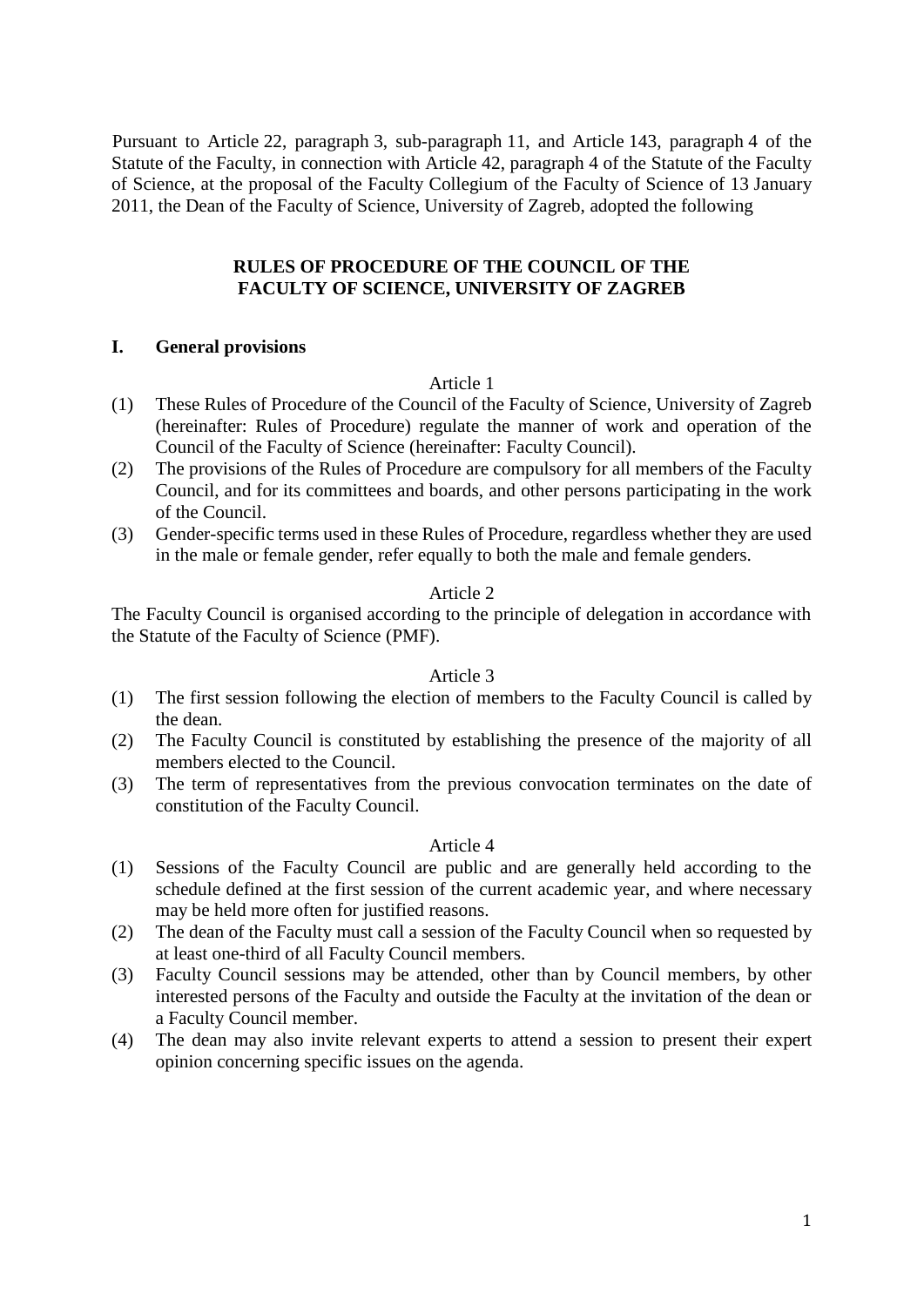Pursuant to Article 22, paragraph 3, sub-paragraph 11, and Article 143, paragraph 4 of the Statute of the Faculty, in connection with Article 42, paragraph 4 of the Statute of the Faculty of Science, at the proposal of the Faculty Collegium of the Faculty of Science of 13 January 2011, the Dean of the Faculty of Science, University of Zagreb, adopted the following

# RULES OF PROCEDURE OF THE COUNCIL OF THE FACULTY OF SCIENCE, UNIVERSITY OF ZAGREB

## I. General provisions

Article 1

(1) These Rules of Procedure of the Council of the Faculty of Science, University of Zagreb (hereinafter: Rules of Procedure) regulate the manner of work and operation of the Council of the Faculty of Science (hereinafter: Faculty Council).

(2) The provisions of the Rules of Procedure are compulsory for all members of the Faculty Council, and for its committees and boards, and other persons participating in the work of the Council.

(3) Gender-specific terms used in these Rules of Procedure, regardless whether they are used in the male or female gender, refer equally to both the male and female genders.

Article 2

The Faculty Council is organised according to the principle of delegation in accordance with the Statute of the Faculty of Science (PMF).

Article 3

(1) The first session following the election of members to the Faculty Council is called by the dean.

(2) The Faculty Council is constituted by establishing the presence of the majority of all members elected to the Council.

(3) The term of representatives from the previous convocation terminates on the date of constitution of the Faculty Council.

Article 4

(1) Sessions of the Faculty Council are public and are generally held according to the schedule defined at the first session of the current academic year, and where necessary may be held more often for justified reasons.

(2) The dean of the Faculty must call a session of the Faculty Council when so requested by at least one-third of all Faculty Council members.

(3) Faculty Council sessions may be attended, other than by Council members, by other interested persons of the Faculty and outside the Faculty at the invitation of the dean or a Faculty Council member.

(4) The dean may also invite relevant experts to attend a session to present their expert opinion concerning specific issues on the agenda.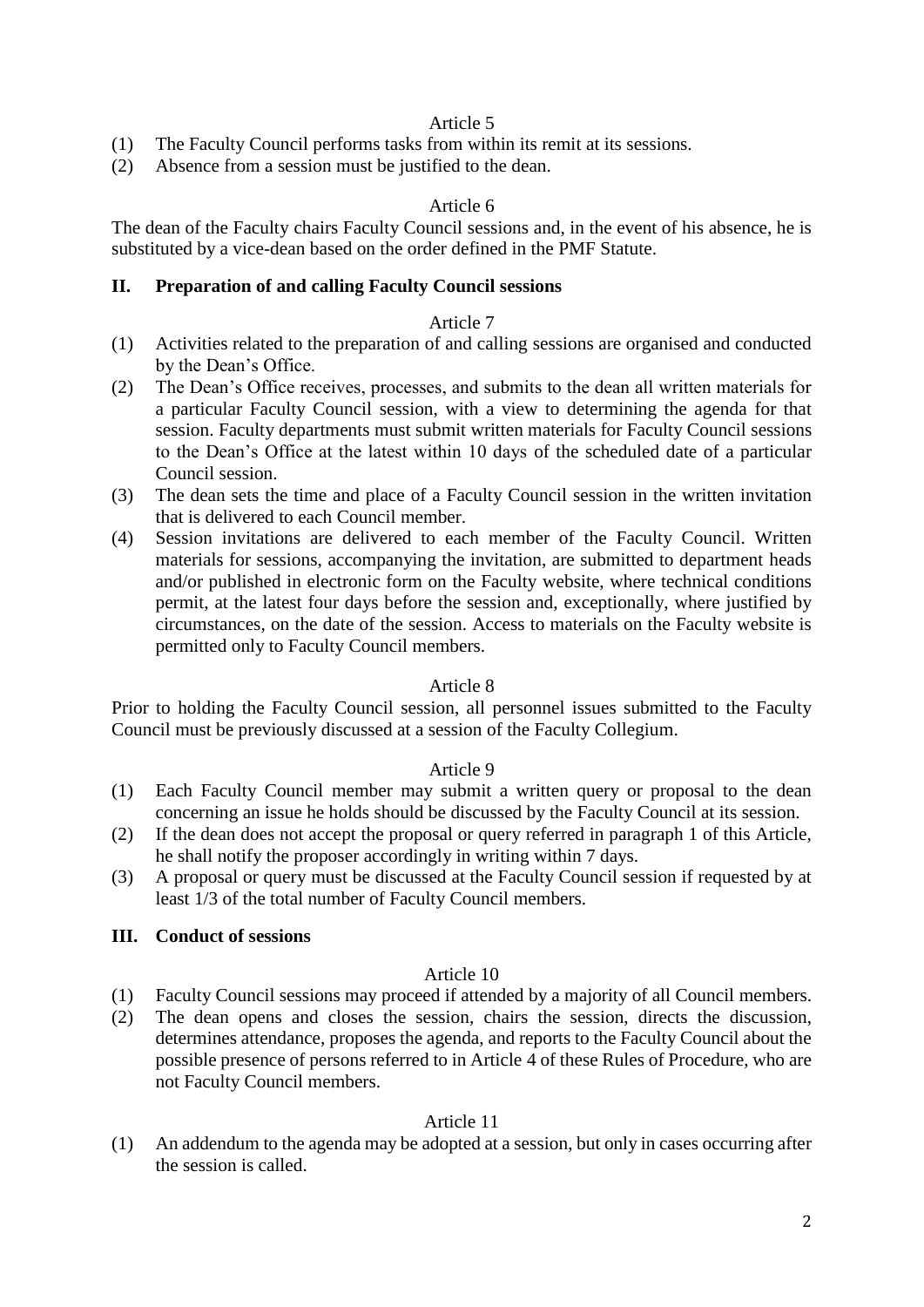Article 5

(1) The Faculty Council performs tasks from within its remit at its sessions.
(2) Absence from a session must be justified to the dean.

Article 6

The dean of the Faculty chairs Faculty Council sessions and, in the event of his absence, he is substituted by a vice-dean based on the order defined in the PMF Statute.

## II. Preparation of and calling Faculty Council sessions

Article 7

(1) Activities related to the preparation of and calling sessions are organised and conducted by the Dean's Office.
(2) The Dean's Office receives, processes, and submits to the dean all written materials for a particular Faculty Council session, with a view to determining the agenda for that session. Faculty departments must submit written materials for Faculty Council sessions to the Dean's Office at the latest within 10 days of the scheduled date of a particular Council session.
(3) The dean sets the time and place of a Faculty Council session in the written invitation that is delivered to each Council member.
(4) Session invitations are delivered to each member of the Faculty Council. Written materials for sessions, accompanying the invitation, are submitted to department heads and/or published in electronic form on the Faculty website, where technical conditions permit, at the latest four days before the session and, exceptionally, where justified by circumstances, on the date of the session. Access to materials on the Faculty website is permitted only to Faculty Council members.

Article 8

Prior to holding the Faculty Council session, all personnel issues submitted to the Faculty Council must be previously discussed at a session of the Faculty Collegium.

Article 9

(1) Each Faculty Council member may submit a written query or proposal to the dean concerning an issue he holds should be discussed by the Faculty Council at its session.
(2) If the dean does not accept the proposal or query referred in paragraph 1 of this Article, he shall notify the proposer accordingly in writing within 7 days.
(3) A proposal or query must be discussed at the Faculty Council session if requested by at least 1/3 of the total number of Faculty Council members.

## III. Conduct of sessions

Article 10

(1) Faculty Council sessions may proceed if attended by a majority of all Council members.
(2) The dean opens and closes the session, chairs the session, directs the discussion, determines attendance, proposes the agenda, and reports to the Faculty Council about the possible presence of persons referred to in Article 4 of these Rules of Procedure, who are not Faculty Council members.

Article 11

(1) An addendum to the agenda may be adopted at a session, but only in cases occurring after the session is called.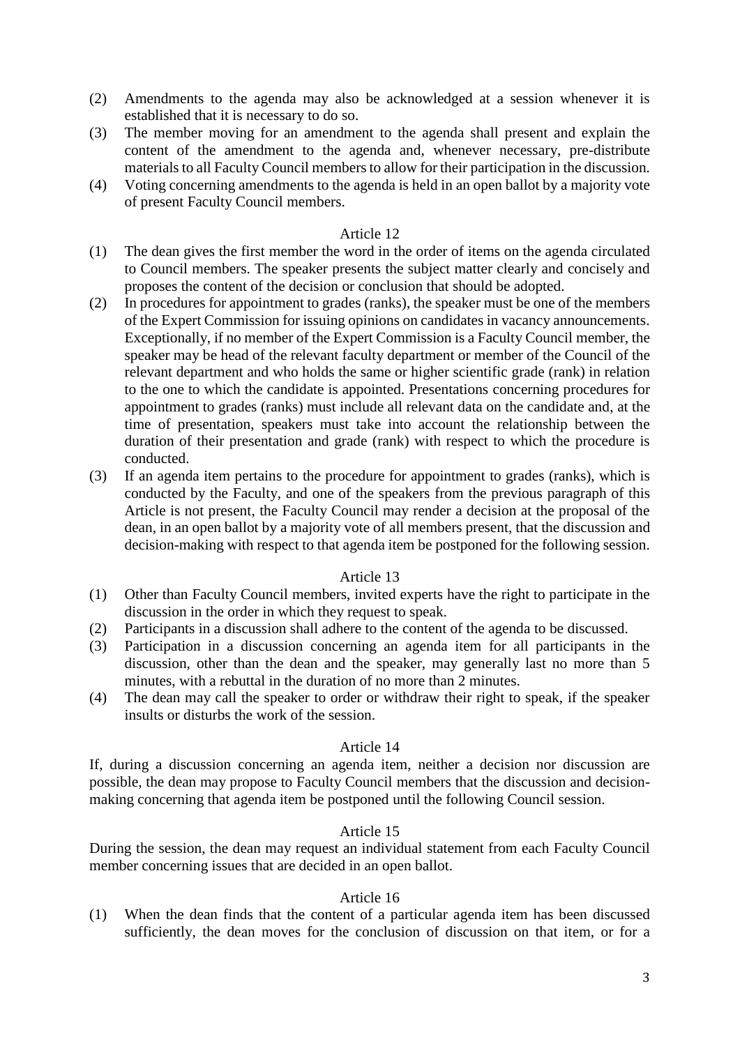(2) Amendments to the agenda may also be acknowledged at a session whenever it is established that it is necessary to do so.
(3) The member moving for an amendment to the agenda shall present and explain the content of the amendment to the agenda and, whenever necessary, pre-distribute materials to all Faculty Council members to allow for their participation in the discussion.
(4) Voting concerning amendments to the agenda is held in an open ballot by a majority vote of present Faculty Council members.

Article 12

(1) The dean gives the first member the word in the order of items on the agenda circulated to Council members. The speaker presents the subject matter clearly and concisely and proposes the content of the decision or conclusion that should be adopted.
(2) In procedures for appointment to grades (ranks), the speaker must be one of the members of the Expert Commission for issuing opinions on candidates in vacancy announcements. Exceptionally, if no member of the Expert Commission is a Faculty Council member, the speaker may be head of the relevant faculty department or member of the Council of the relevant department and who holds the same or higher scientific grade (rank) in relation to the one to which the candidate is appointed. Presentations concerning procedures for appointment to grades (ranks) must include all relevant data on the candidate and, at the time of presentation, speakers must take into account the relationship between the duration of their presentation and grade (rank) with respect to which the procedure is conducted.
(3) If an agenda item pertains to the procedure for appointment to grades (ranks), which is conducted by the Faculty, and one of the speakers from the previous paragraph of this Article is not present, the Faculty Council may render a decision at the proposal of the dean, in an open ballot by a majority vote of all members present, that the discussion and decision-making with respect to that agenda item be postponed for the following session.

Article 13

(1) Other than Faculty Council members, invited experts have the right to participate in the discussion in the order in which they request to speak.
(2) Participants in a discussion shall adhere to the content of the agenda to be discussed.
(3) Participation in a discussion concerning an agenda item for all participants in the discussion, other than the dean and the speaker, may generally last no more than 5 minutes, with a rebuttal in the duration of no more than 2 minutes.
(4) The dean may call the speaker to order or withdraw their right to speak, if the speaker insults or disturbs the work of the session.

Article 14

If, during a discussion concerning an agenda item, neither a decision nor discussion are possible, the dean may propose to Faculty Council members that the discussion and decision-making concerning that agenda item be postponed until the following Council session.

Article 15

During the session, the dean may request an individual statement from each Faculty Council member concerning issues that are decided in an open ballot.

Article 16

(1) When the dean finds that the content of a particular agenda item has been discussed sufficiently, the dean moves for the conclusion of discussion on that item, or for a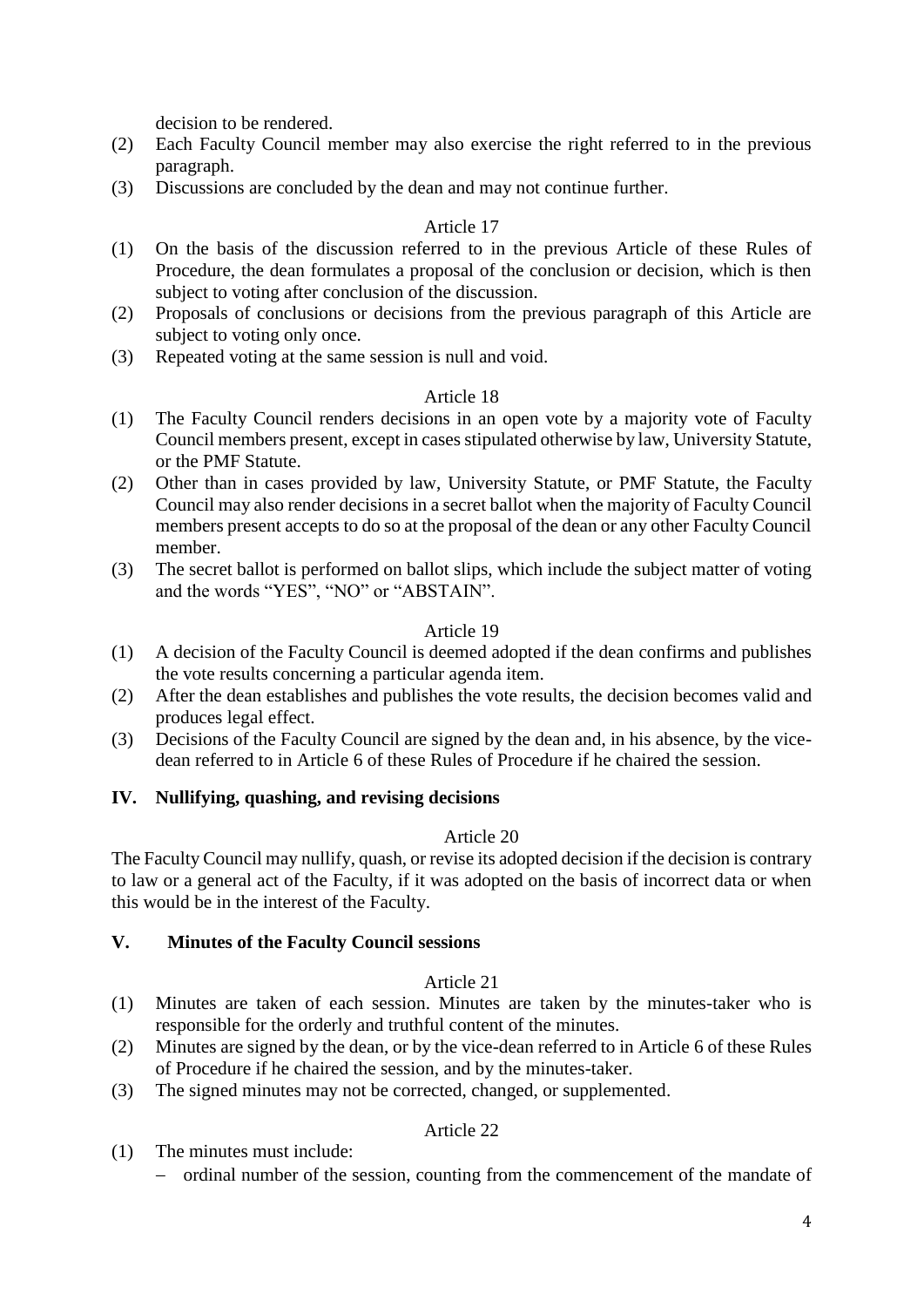decision to be rendered.

(2) Each Faculty Council member may also exercise the right referred to in the previous paragraph.

(3) Discussions are concluded by the dean and may not continue further.

Article 17

(1) On the basis of the discussion referred to in the previous Article of these Rules of Procedure, the dean formulates a proposal of the conclusion or decision, which is then subject to voting after conclusion of the discussion.

(2) Proposals of conclusions or decisions from the previous paragraph of this Article are subject to voting only once.

(3) Repeated voting at the same session is null and void.

Article 18

(1) The Faculty Council renders decisions in an open vote by a majority vote of Faculty Council members present, except in cases stipulated otherwise by law, University Statute, or the PMF Statute.

(2) Other than in cases provided by law, University Statute, or PMF Statute, the Faculty Council may also render decisions in a secret ballot when the majority of Faculty Council members present accepts to do so at the proposal of the dean or any other Faculty Council member.

(3) The secret ballot is performed on ballot slips, which include the subject matter of voting and the words "YES", "NO" or "ABSTAIN".

Article 19

(1) A decision of the Faculty Council is deemed adopted if the dean confirms and publishes the vote results concerning a particular agenda item.

(2) After the dean establishes and publishes the vote results, the decision becomes valid and produces legal effect.

(3) Decisions of the Faculty Council are signed by the dean and, in his absence, by the vice-dean referred to in Article 6 of these Rules of Procedure if he chaired the session.

## IV. Nullifying, quashing, and revising decisions

Article 20

The Faculty Council may nullify, quash, or revise its adopted decision if the decision is contrary to law or a general act of the Faculty, if it was adopted on the basis of incorrect data or when this would be in the interest of the Faculty.

## V. Minutes of the Faculty Council sessions

Article 21

(1) Minutes are taken of each session. Minutes are taken by the minutes-taker who is responsible for the orderly and truthful content of the minutes.

(2) Minutes are signed by the dean, or by the vice-dean referred to in Article 6 of these Rules of Procedure if he chaired the session, and by the minutes-taker.

(3) The signed minutes may not be corrected, changed, or supplemented.

Article 22

(1) The minutes must include:

- ordinal number of the session, counting from the commencement of the mandate of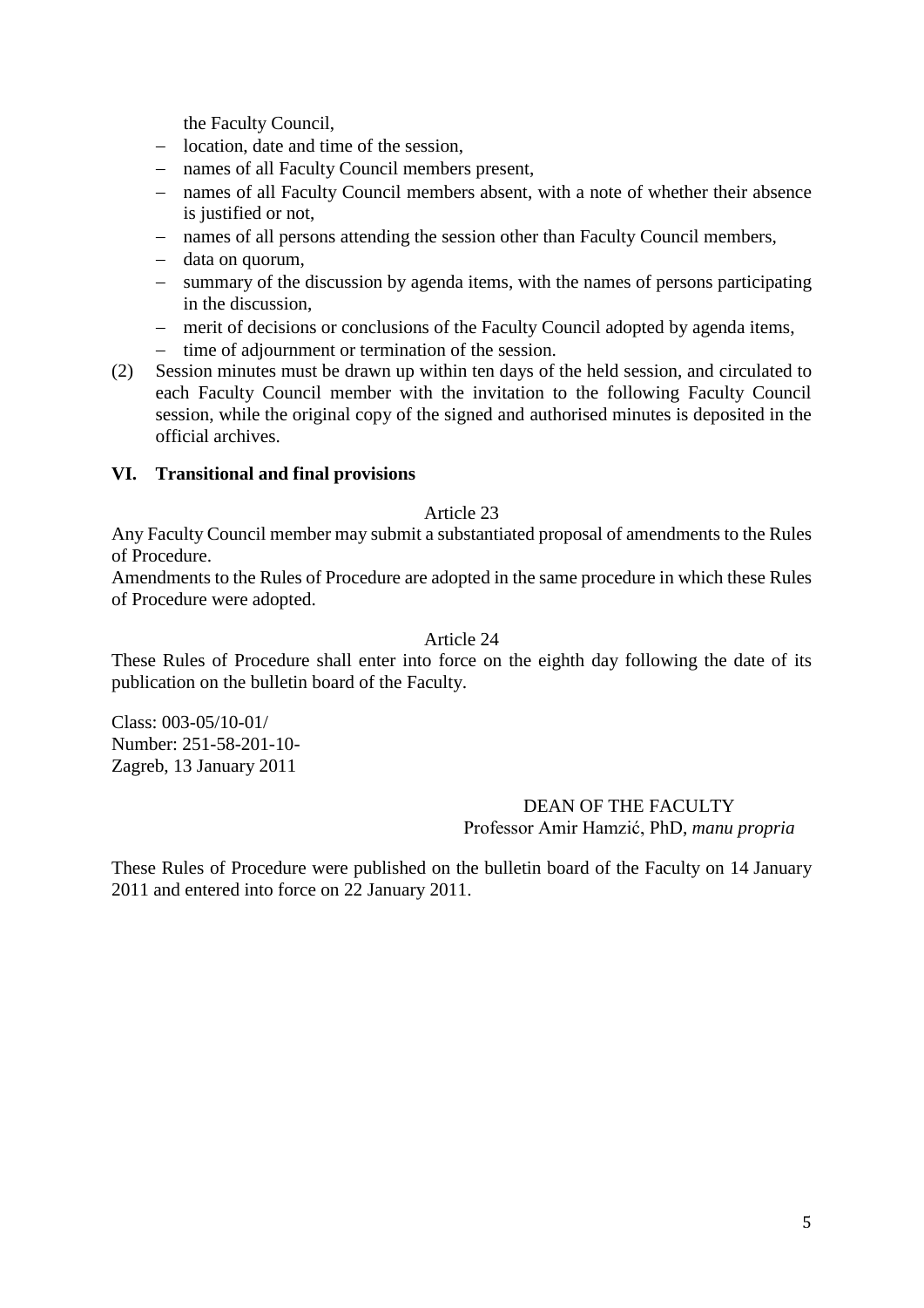the Faculty Council,

- location, date and time of the session,
- names of all Faculty Council members present,
- names of all Faculty Council members absent, with a note of whether their absence is justified or not,
- names of all persons attending the session other than Faculty Council members,
- data on quorum,
- summary of the discussion by agenda items, with the names of persons participating in the discussion,
- merit of decisions or conclusions of the Faculty Council adopted by agenda items,
- time of adjournment or termination of the session.

(2) Session minutes must be drawn up within ten days of the held session, and circulated to each Faculty Council member with the invitation to the following Faculty Council session, while the original copy of the signed and authorised minutes is deposited in the official archives.

## VI. Transitional and final provisions

Article 23

Any Faculty Council member may submit a substantiated proposal of amendments to the Rules of Procedure.

Amendments to the Rules of Procedure are adopted in the same procedure in which these Rules of Procedure were adopted.

Article 24

These Rules of Procedure shall enter into force on the eighth day following the date of its publication on the bulletin board of the Faculty.

Class: 003-05/10-01/
Number: 251-58-201-10-
Zagreb, 13 January 2011

DEAN OF THE FACULTY
Professor Amir Hamzić, PhD, *manu propria*

These Rules of Procedure were published on the bulletin board of the Faculty on 14 January 2011 and entered into force on 22 January 2011.